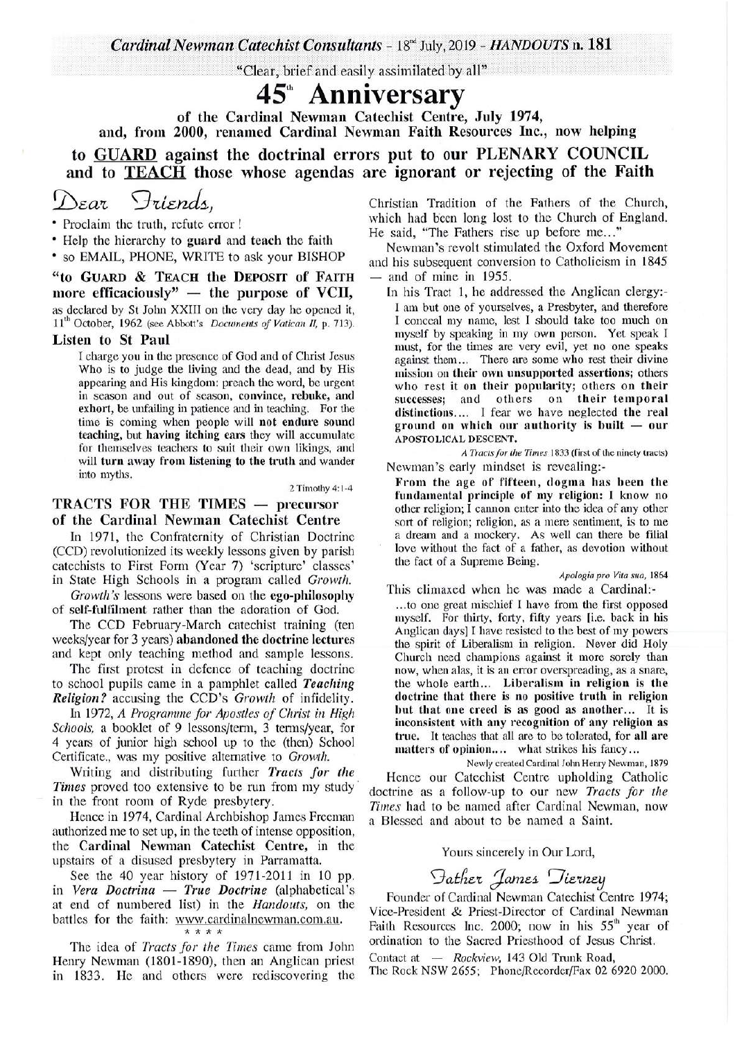*Cardinal Newman Catechist Consultants* - 18th July, 2019 - *HANDOUTS* n. 181

"Clear, brief and easily assimilated by all"

# 45th Anniversary

**of the Cardinal Newman Catechist Centre, July 1974, and, from 2000, renamed Cardinal Newman Faith Resources Inc., now helping**

## to GUARD against the doctrinal errors put to our PLENARY COUNCIL and to TEACH those whose agendas are ignorant or rejecting of the Faith

*Dear Friends,*

- Proclaim the truth, refute error!
- Help the hierarchy to **guard** and **teach** the faith
- so EMAIL, PHONE, WRITE to ask your BISHOP

**"to GUARD & TEACH the DEPOSIT of FAITH more efficaciously" — the purpose of VCII,** as declared by St John XXIII on the very day he opened it, 11th October, 1962 (see Abbott's *Documents of Vatican II*, p. 713).

**Listen to St Paul**

> I charge you in the presence of God and of Christ Jesus Who is to judge the living and the dead, and by His appearing and His kingdom: preach the word, be urgent in season and out of season, **convince, rebuke,** and **exhort,** be unfailing in patience and in teaching. For the time is coming when people will **not endure** sound teaching, but **having itching ears** they will accumulate for themselves teachers to suit their own likings, and will **turn away from listening to the truth** and wander into myths.
>
> 2 Timothy 4:1-4

### TRACTS FOR THE TIMES — precursor of the Cardinal Newman Catechist Centre

In 1971, the Confraternity of Christian Doctrine (CCD) revolutionized its weekly lessons given by parish catechists to First Form (Year 7) 'scripture' classes' in State High Schools in a program called *Growth*.

*Growth's* lessons were based on the **ego-philosophy of self-fulfilment** rather than the adoration of God.

The CCD February-March catechist training (ten weeks/year for 3 years) **abandoned the doctrine lectures** and kept only teaching method and sample lessons.

The first protest in defence of teaching doctrine to school pupils came in a pamphlet called ***Teaching Religion?*** accusing the CCD's *Growth* of infidelity.

In 1972, *A Programme for Apostles of Christ in High Schools,* a booklet of 9 lessons/term, 3 terms/year, for 4 years of junior high school up to the (then) School Certificate., was my positive alternative to *Growth.*

Writing and distributing further ***Tracts for the Times*** proved too extensive to be run from my study in the front room of Ryde presbytery.

Hence in 1974, Cardinal Archbishop James Freeman authorized me to set up, in the teeth of intense opposition, the **Cardinal Newman Catechist Centre,** in the upstairs of a disused presbytery in Parramatta.

See the 40 year history of 1971-2011 in 10 pp. in ***Vera Doctrina — True Doctrine*** (alphabetical's at end of numbered list) in the *Handouts,* on the battles for the faith: www.cardinalnewman.com.au.

\* \* \* \*

The idea of *Tracts for the Times* came from John Henry Newman (1801-1890), then an Anglican priest in 1833. He and others were rediscovering the Christian Tradition of the Fathers of the Church, which had been long lost to the Church of England. He said, "The Fathers rise up before me..."

Newman's revolt stimulated the Oxford Movement and his subsequent conversion to Catholicism in 1845 — and of mine in 1955.

In his Tract 1, he addressed the Anglican clergy:-

> I am but one of yourselves, a Presbyter, and therefore I conceal my name, lest I should take too much on myself by speaking in my own person. Yet speak I must, for the times are very evil, yet no one speaks against them... There are some who rest their divine mission on **their own unsupported assertions;** others who rest it **on their popularity;** others **on their successes;** and others **on their temporal distinctions....** I fear we have neglected **the real ground on which our authority is built — our APOSTOLICAL DESCENT.**
>
> *A Tracts for the Times* 1833 (first of the ninety tracts)

Newman's early mindset is revealing:-

> **From the age of fifteen, dogma has been the fundamental principle of my religion:** I know no other religion; I cannot enter into the idea of any other sort of religion; religion, as a mere sentiment, is to me a dream and a mockery. As well can there be filial love without the fact of a father, as devotion without the fact of a Supreme Being.
>
> *Apologia pro Vita sua,* 1864

This climaxed when he was made a Cardinal:-

> ...to one great mischief I have from the first opposed myself. For thirty, forty, fifty years [i.e. back in his Anglican days] I have resisted to the best of my powers the spirit of Liberalism in religion. Never did Holy Church need champions against it more sorely than now, when alas, it is an error overspreading, as a snare, the whole earth... **Liberalism in religion is the doctrine that there is no positive truth in religion but that one creed is as good as another... It is inconsistent with any recognition of any religion as true.** It teaches that all are to be tolerated, for **all are matters of opinion....** what strikes his fancy...
>
> Newly created Cardinal John Henry Newman, 1879

Hence our Catechist Centre upholding Catholic doctrine as a follow-up to our new *Tracts for the Times* had to be named after Cardinal Newman, now a Blessed and about to be named a Saint.

Yours sincerely in Our Lord,

*Father James Tierney*

Founder of Cardinal Newman Catechist Centre 1974; Vice-President & Priest-Director of Cardinal Newman Faith Resources Inc. 2000; now in his 55th year of ordination to the Sacred Priesthood of Jesus Christ.

Contact at — *Rockview,* 143 Old Trunk Road, The Rock NSW 2655; Phone/Recorder/Fax 02 6920 2000.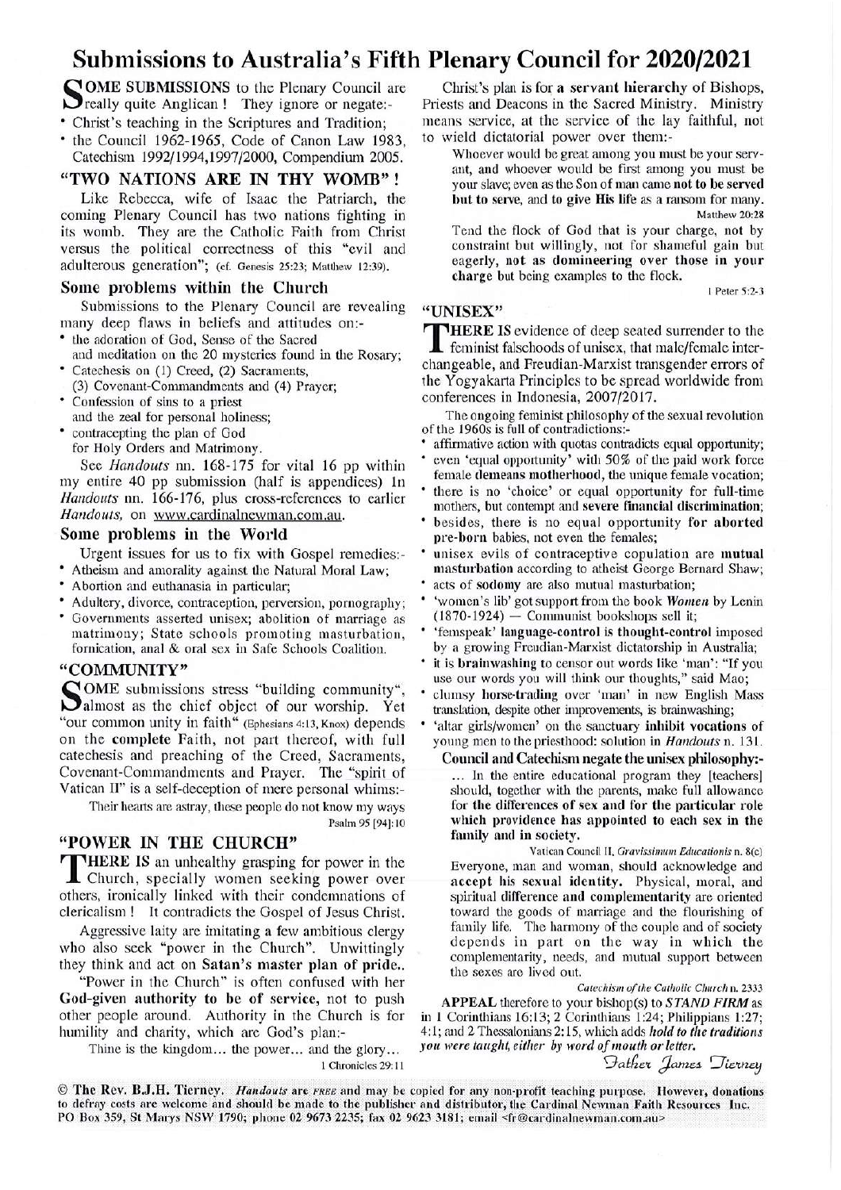# Submissions to Australia's Fifth Plenary Council for 2020/2021

**SOME SUBMISSIONS** to the Plenary Council are really quite Anglican ! They ignore or negate:-

- Christ's teaching in the Scriptures and Tradition;
- the Council 1962-1965, Code of Canon Law 1983, Catechism 1992/1994,1997/2000, Compendium 2005.

## "TWO NATIONS ARE IN THY WOMB" !

Like Rebecca, wife of Isaac the Patriarch, the coming Plenary Council has two nations fighting in its womb. They are the Catholic Faith from Christ versus the political correctness of this "evil and adulterous generation"; (cf. Genesis 25:23; Matthew 12:39).

### Some problems within the Church

Submissions to the Plenary Council are revealing many deep flaws in beliefs and attitudes on:-

- the adoration of God, Sense of the Sacred and meditation on the 20 mysteries found in the Rosary;
- Catechesis on (1) Creed, (2) Sacraments, (3) Covenant-Commandments and (4) Prayer;
- Confession of sins to a priest and the zeal for personal holiness;
- contracepting the plan of God for Holy Orders and Matrimony.

See *Handouts* nn. 168-175 for vital 16 pp within my entire 40 pp submission (half is appendices) In *Handouts* nn. 166-176, plus cross-references to earlier *Handouts*, on www.cardinalnewman.com.au.

### Some problems in the World

Urgent issues for us to fix with Gospel remedies:-

- Atheism and amorality against the Natural Moral Law;
- Abortion and euthanasia in particular;
- Adultery, divorce, contraception, perversion, pornography;
- Governments asserted unisex; abolition of marriage as matrimony; State schools promoting masturbation, fornication, anal & oral sex in Safe Schools Coalition.

## "COMMUNITY"

**SOME** submissions stress "building community", almost as the chief object of our worship. Yet "our common unity in faith" (Ephesians 4:13, Knox) depends on the **complete** Faith, not part thereof, with full catechesis and preaching of the Creed, Sacraments, Covenant-Commandments and Prayer. The "spirit of Vatican II" is a self-deception of mere personal whims:-

> Their hearts are astray, these people do not know my ways
>
> Psalm 95 [94]:10

## "POWER IN THE CHURCH"

**THERE IS** an unhealthy grasping for power in the Church, specially women seeking power over others, ironically linked with their condemnations of clericalism ! It contradicts the Gospel of Jesus Christ.

Aggressive laity are imitating a few ambitious clergy who also seek "power in the Church". Unwittingly they think and act on **Satan's master plan of pride..**

"Power in the Church" is often confused with her **God-given authority to be of service**, not to push other people around. Authority in the Church is for humility and charity, which are God's plan:-

> Thine is the kingdom... the power... and the glory...
>
> 1 Chronicles 29:11

Christ's plan is for **a servant hierarchy** of Bishops, Priests and Deacons in the Sacred Ministry. Ministry means service, at the service of the lay faithful, not to wield dictatorial power over them:-

> Whoever would be great among you must be your servant, and whoever would be first among you must be your slave; even as the Son of man came **not to be served but to serve**, and to **give His life** as a ransom for many.
>
> Matthew 20:28

> Tend the flock of God that is your charge, not by constraint but willingly, not for shameful gain but eagerly, **not as domineering over those in your charge** but being examples to the flock.
>
> 1 Peter 5:2-3

## "UNISEX"

**THERE IS** evidence of deep seated surrender to the feminist falsehoods of unisex, that male/female interchangeable, and Freudian-Marxist transgender errors of the Yogyakarta Principles to be spread worldwide from conferences in Indonesia, 2007/2017.

The ongoing feminist philosophy of the sexual revolution of the 1960s is full of contradictions:-

- affirmative action with quotas contradicts equal opportunity;
- even 'equal opportunity' with 50% of the paid work force female **demeans motherhood**, the unique female vocation;
- there is no 'choice' or equal opportunity for full-time mothers, but contempt and **severe financial discrimination**;
- besides, there is no equal opportunity **for aborted pre-born** babies, not even the females;
- unisex evils of contraceptive copulation are **mutual masturbation** according to atheist George Bernard Shaw;
- acts of **sodomy** are also mutual masturbation;
- 'women's lib' got support from the book *Women* by Lenin (1870-1924) — Communist bookshops sell it;
- 'femspeak' **language-control** is **thought-control** imposed by a growing Freudian-Marxist dictatorship in Australia;
- it is **brainwashing** to censor out words like 'man': "If you use our words you will think our thoughts," said Mao;
- clumsy **horse-trading** over 'man' in new English Mass translation, despite other improvements, is brainwashing;
- 'altar girls/women' on the sanctuary **inhibit vocations** of young men to the priesthood: solution in *Handouts* n. 131.

**Council and Catechism negate the unisex philosophy:-**

> ... In the entire educational program they [teachers] should, together with the parents, make full allowance **for the differences of sex and for the particular role which providence has appointed to each sex in the family and in society.**
>
> Vatican Council II, *Gravissimum Educationis* n. 8(c)

> Everyone, man and woman, should acknowledge and **accept his sexual identity.** Physical, moral, and spiritual **difference and complementarity** are oriented toward the goods of marriage and the flourishing of family life. The harmony of the couple and of society depends in part on the way in which the complementarity, needs, and mutual support between the sexes are lived out.
>
> *Catechism of the Catholic Church* n. 2333

**APPEAL** therefore to your bishop(s) to ***STAND FIRM*** as in 1 Corinthians 16:13; 2 Corinthians 1:24; Philippians 1:27; 4:1; and 2 Thessalonians 2:15, which adds ***hold to the traditions you were taught, either by word of mouth or letter.***

*Father James Tierney*

© **The Rev. B.J.H. Tierney.** *Handouts* are *FREE* and may be copied for any non-profit teaching purpose. However, donations to defray costs are welcome and should be made to the publisher and distributor, the Cardinal Newman Faith Resources Inc. PO Box 359, St Marys NSW 1790; phone 02 9673 2235; fax 02 9623 3181; email <fr@cardinalnewman.com.au>